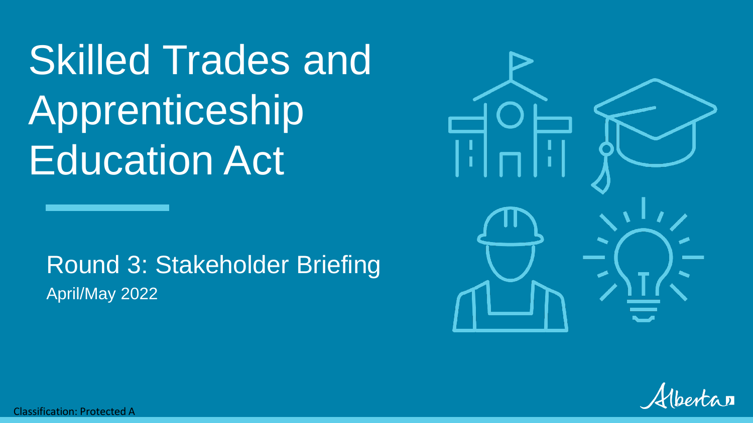# Skilled Trades and Apprenticeship Education Act

## Round 3: Stakeholder Briefing

April/May 2022

Classification: Protected A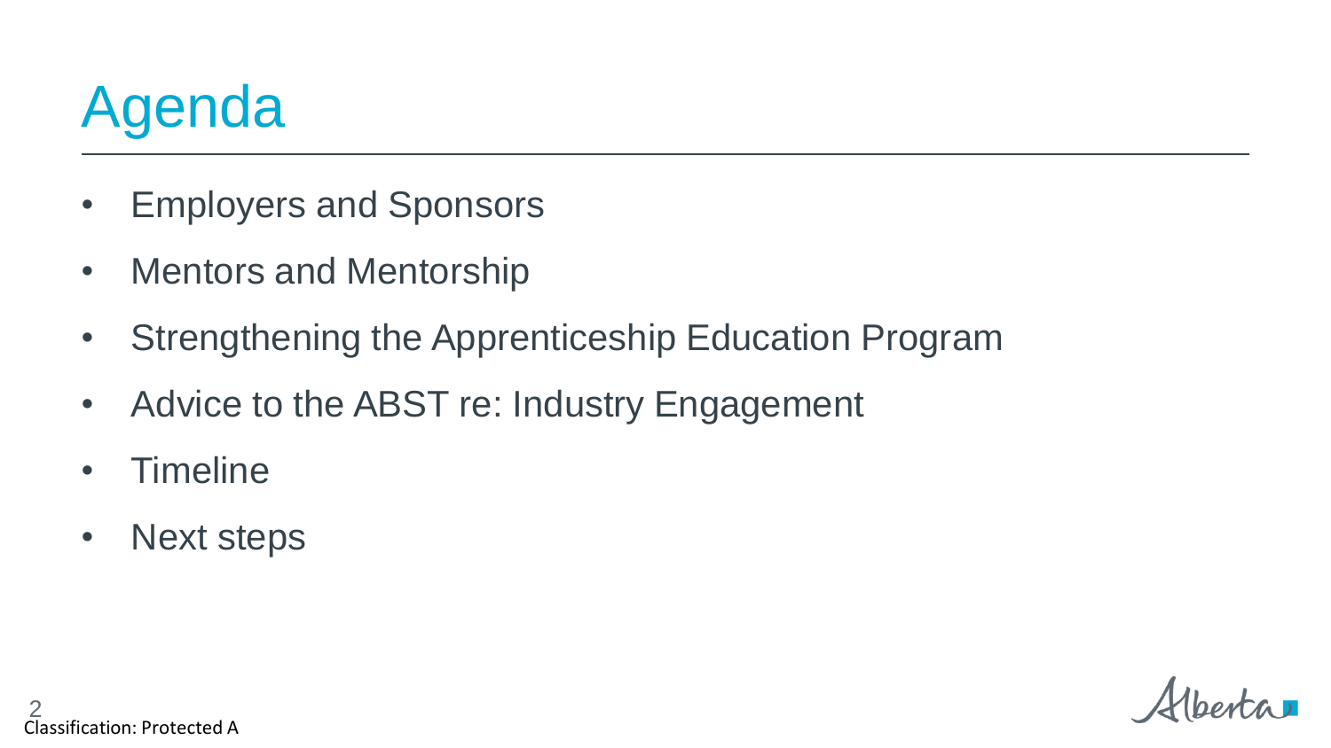# Agenda

- Employers and Sponsors
- Mentors and Mentorship
- Strengthening the Apprenticeship Education Program
- Advice to the ABST re: Industry Engagement
- Timeline
- Next steps

Classification: Protected A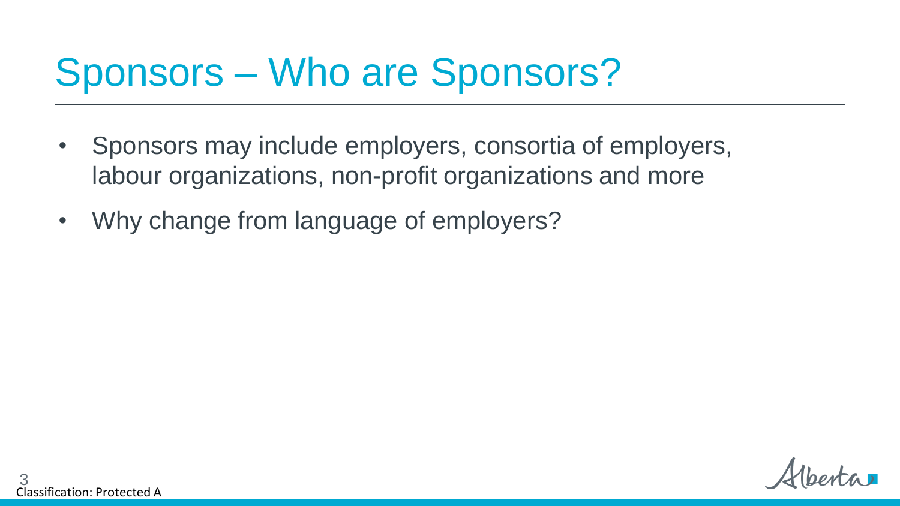# Sponsors – Who are Sponsors?

- Sponsors may include employers, consortia of employers, labour organizations, non-profit organizations and more
- Why change from language of employers?

Classification: Protected A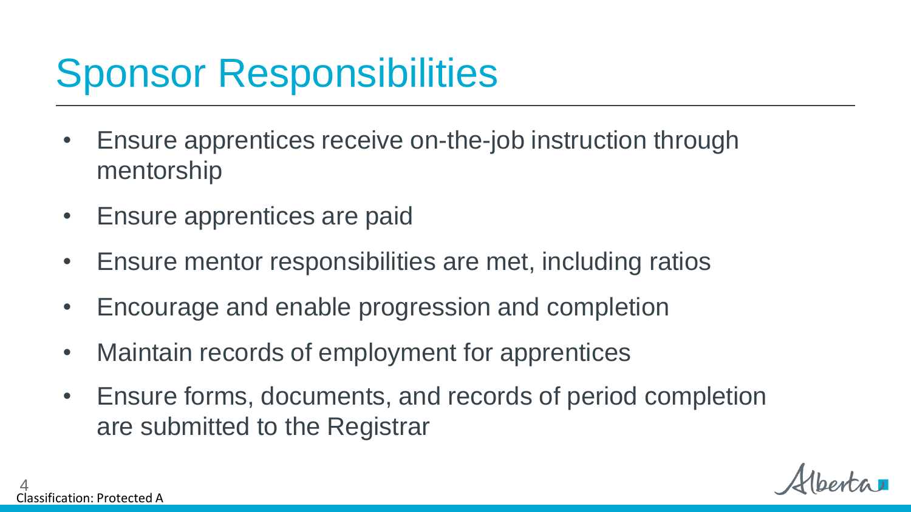# Sponsor Responsibilities

- Ensure apprentices receive on-the-job instruction through mentorship
- Ensure apprentices are paid
- Ensure mentor responsibilities are met, including ratios
- Encourage and enable progression and completion
- Maintain records of employment for apprentices
- Ensure forms, documents, and records of period completion are submitted to the Registrar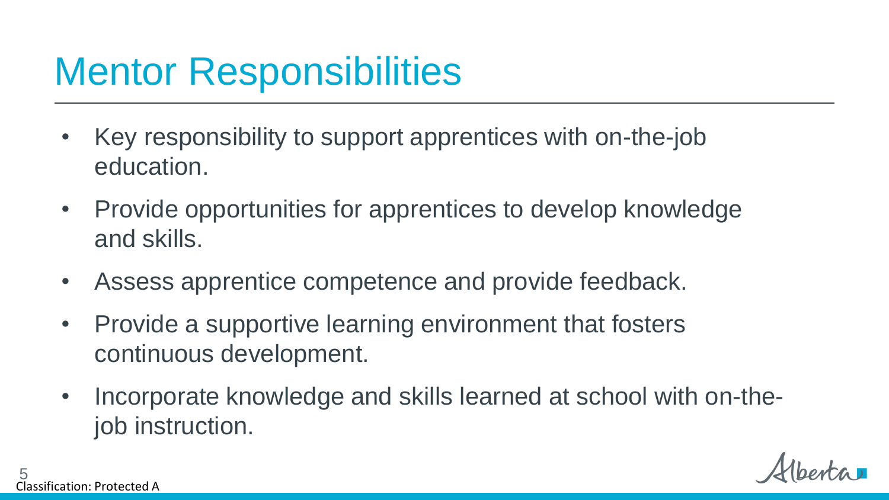# Mentor Responsibilities

- Key responsibility to support apprentices with on-the-job education.
- Provide opportunities for apprentices to develop knowledge and skills.
- Assess apprentice competence and provide feedback.
- Provide a supportive learning environment that fosters continuous development.
- Incorporate knowledge and skills learned at school with on-the-job instruction.

Classification: Protected A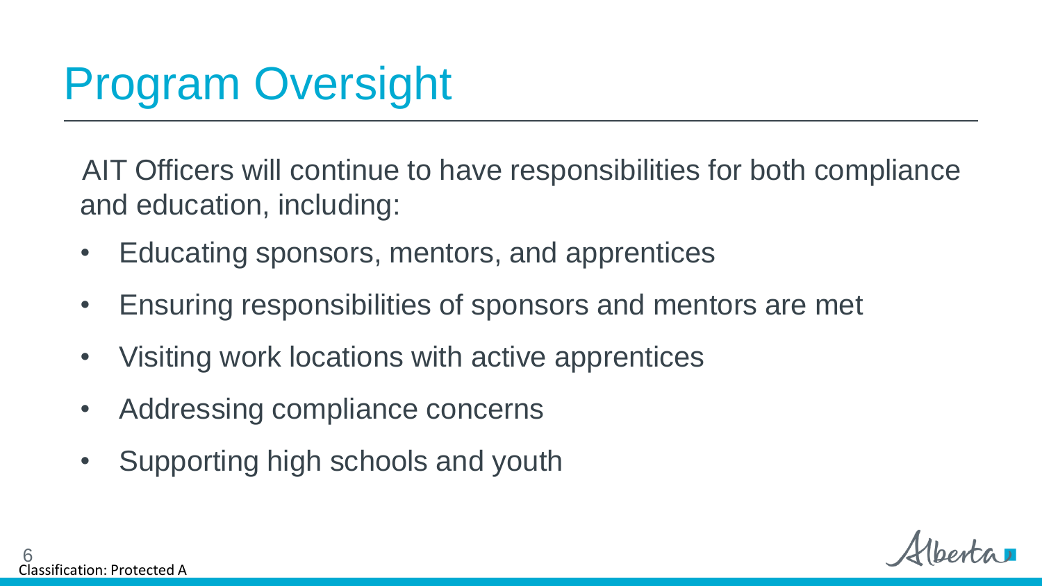# Program Oversight

AIT Officers will continue to have responsibilities for both compliance and education, including:

- Educating sponsors, mentors, and apprentices
- Ensuring responsibilities of sponsors and mentors are met
- Visiting work locations with active apprentices
- Addressing compliance concerns
- Supporting high schools and youth

Classification: Protected A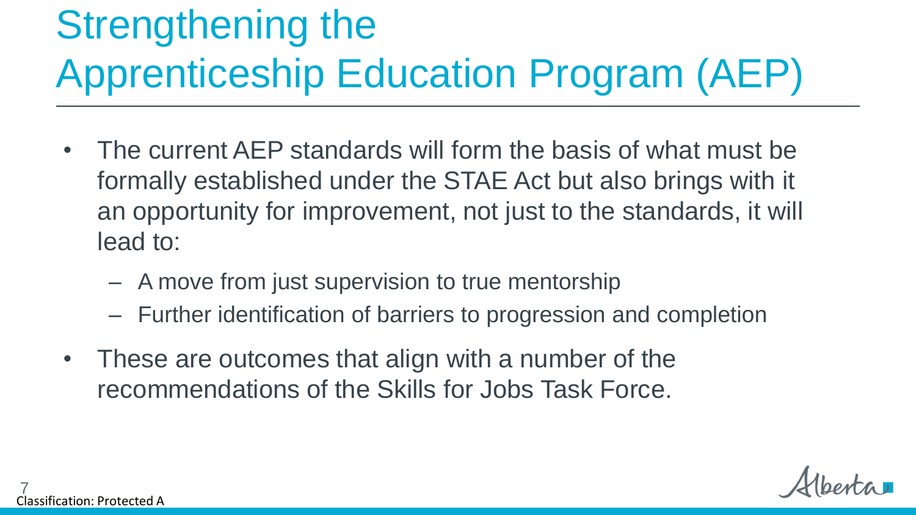# Strengthening the Apprenticeship Education Program (AEP)

- The current AEP standards will form the basis of what must be formally established under the STAE Act but also brings with it an opportunity for improvement, not just to the standards, it will lead to:
  - A move from just supervision to true mentorship
  - Further identification of barriers to progression and completion
- These are outcomes that align with a number of the recommendations of the Skills for Jobs Task Force.

Classification: Protected A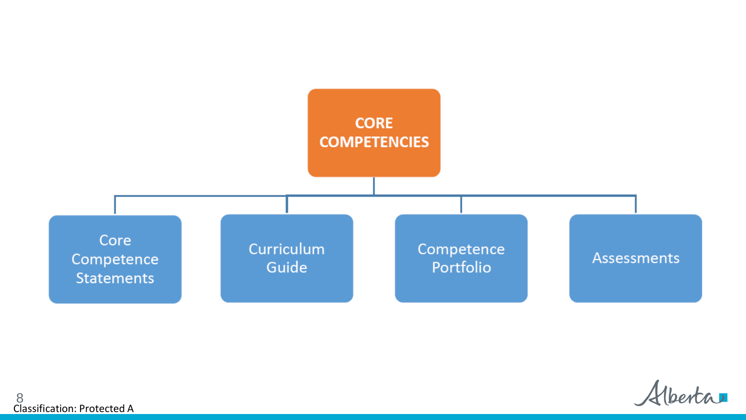# CORE COMPETENCIES

- Core Competence Statements
- Curriculum Guide
- Competence Portfolio
- Assessments

Classification: Protected A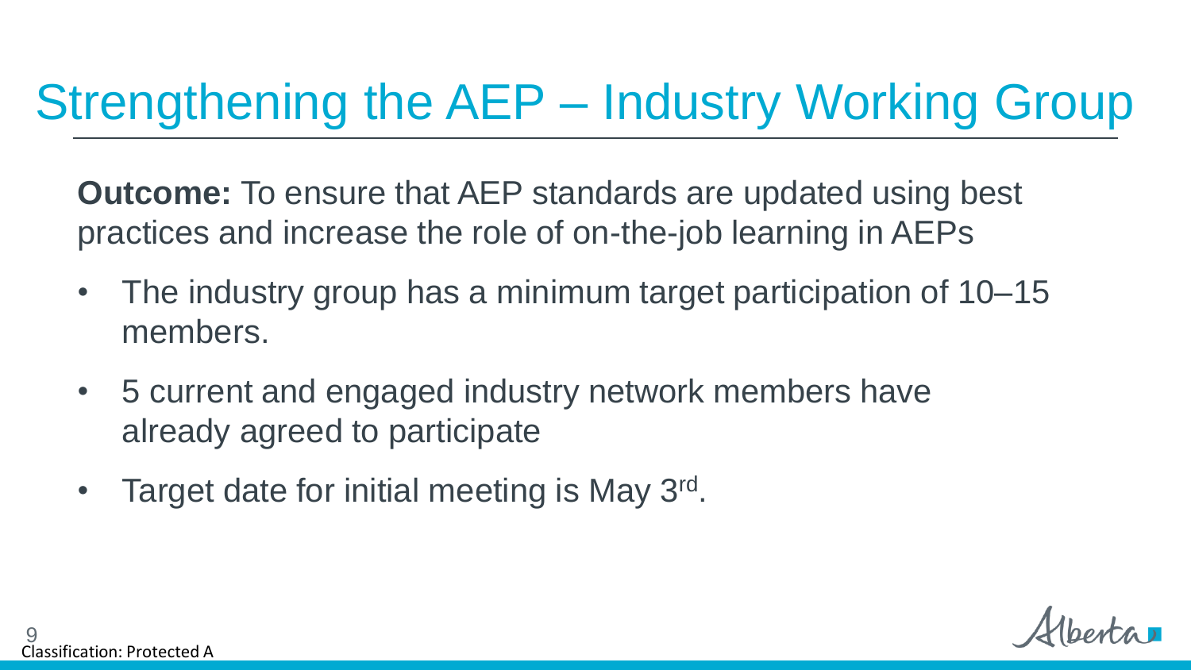# Strengthening the AEP – Industry Working Group

**Outcome:** To ensure that AEP standards are updated using best practices and increase the role of on-the-job learning in AEPs

- The industry group has a minimum target participation of 10–15 members.
- 5 current and engaged industry network members have already agreed to participate
- Target date for initial meeting is May 3rd.

Classification: Protected A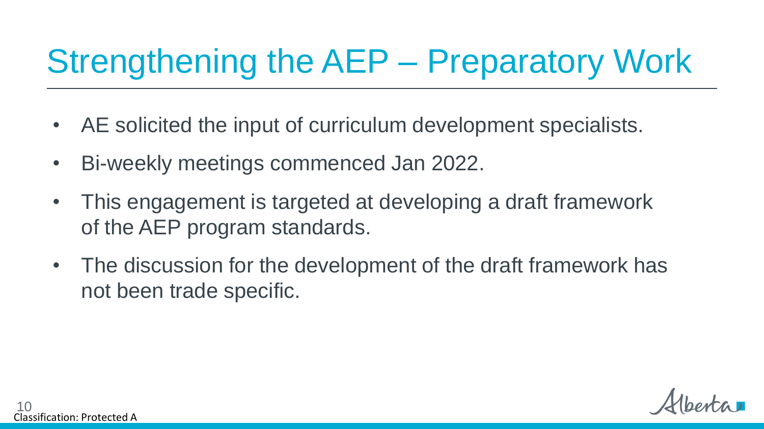# Strengthening the AEP – Preparatory Work

- AE solicited the input of curriculum development specialists.
- Bi-weekly meetings commenced Jan 2022.
- This engagement is targeted at developing a draft framework of the AEP program standards.
- The discussion for the development of the draft framework has not been trade specific.

Classification: Protected A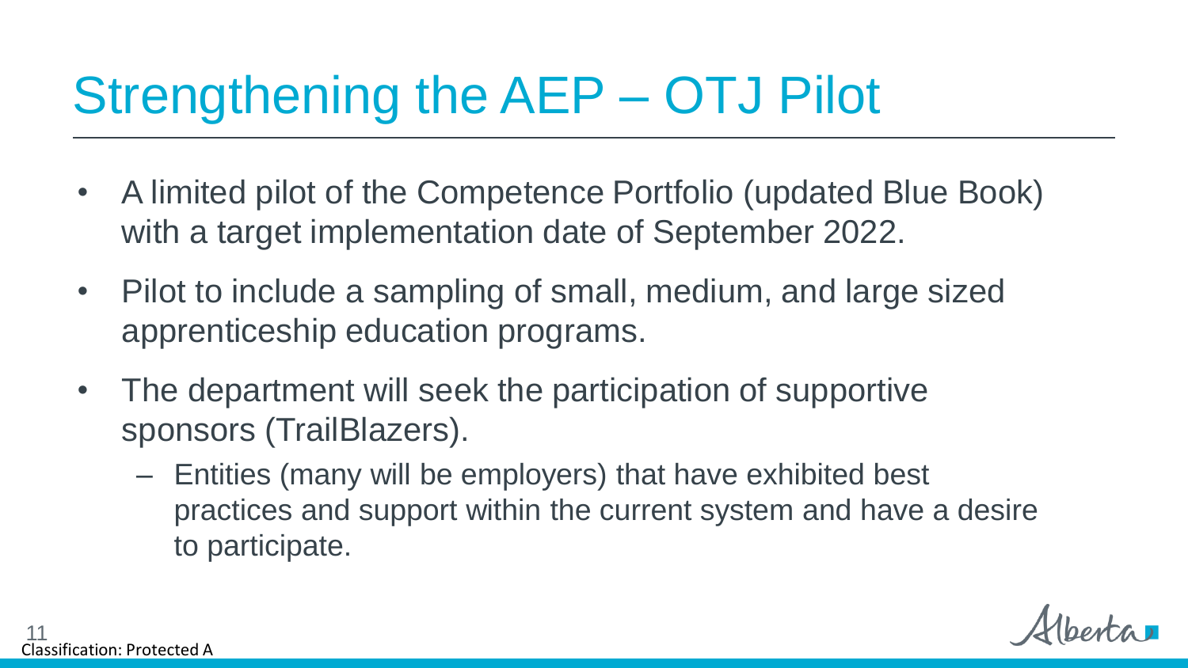# Strengthening the AEP – OTJ Pilot

- A limited pilot of the Competence Portfolio (updated Blue Book) with a target implementation date of September 2022.
- Pilot to include a sampling of small, medium, and large sized apprenticeship education programs.
- The department will seek the participation of supportive sponsors (TrailBlazers).
  - Entities (many will be employers) that have exhibited best practices and support within the current system and have a desire to participate.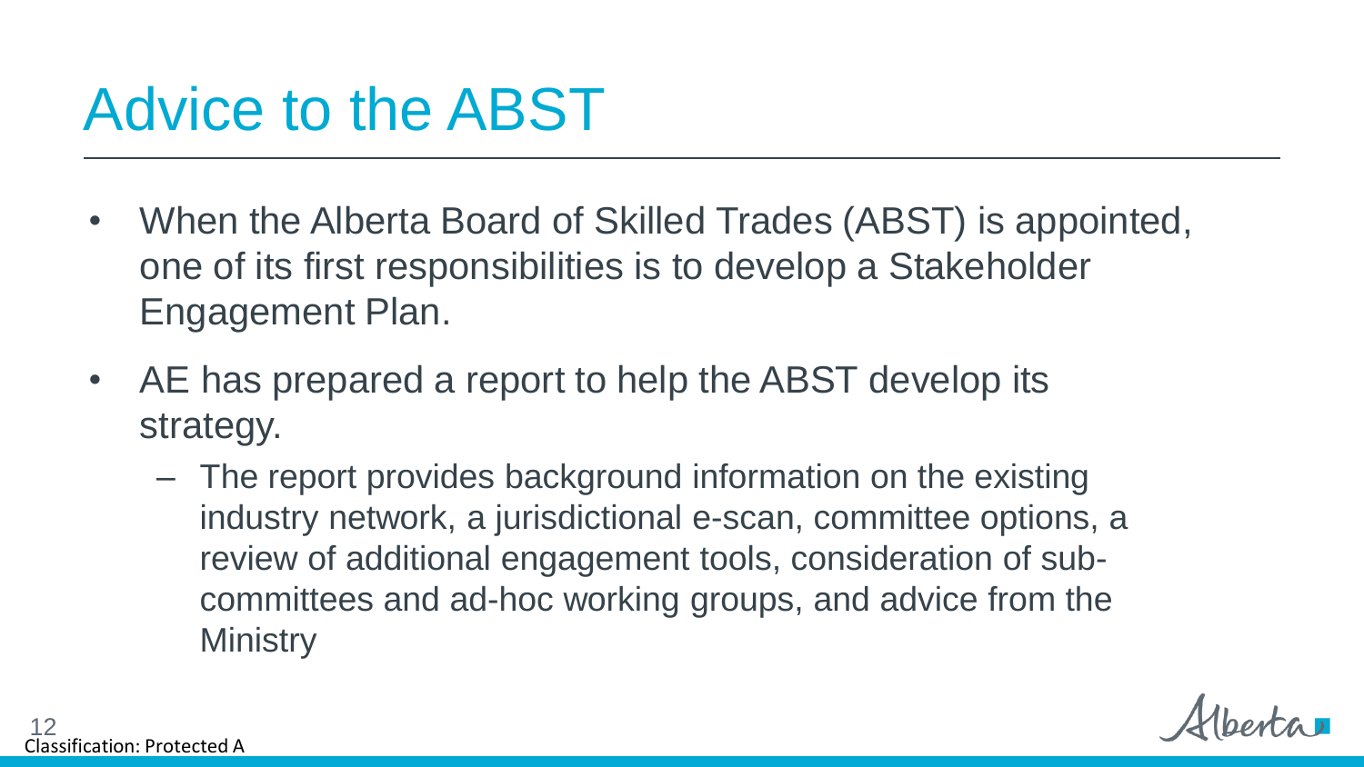# Advice to the ABST

- When the Alberta Board of Skilled Trades (ABST) is appointed, one of its first responsibilities is to develop a Stakeholder Engagement Plan.
- AE has prepared a report to help the ABST develop its strategy.
  - The report provides background information on the existing industry network, a jurisdictional e-scan, committee options, a review of additional engagement tools, consideration of sub-committees and ad-hoc working groups, and advice from the Ministry

Classification: Protected A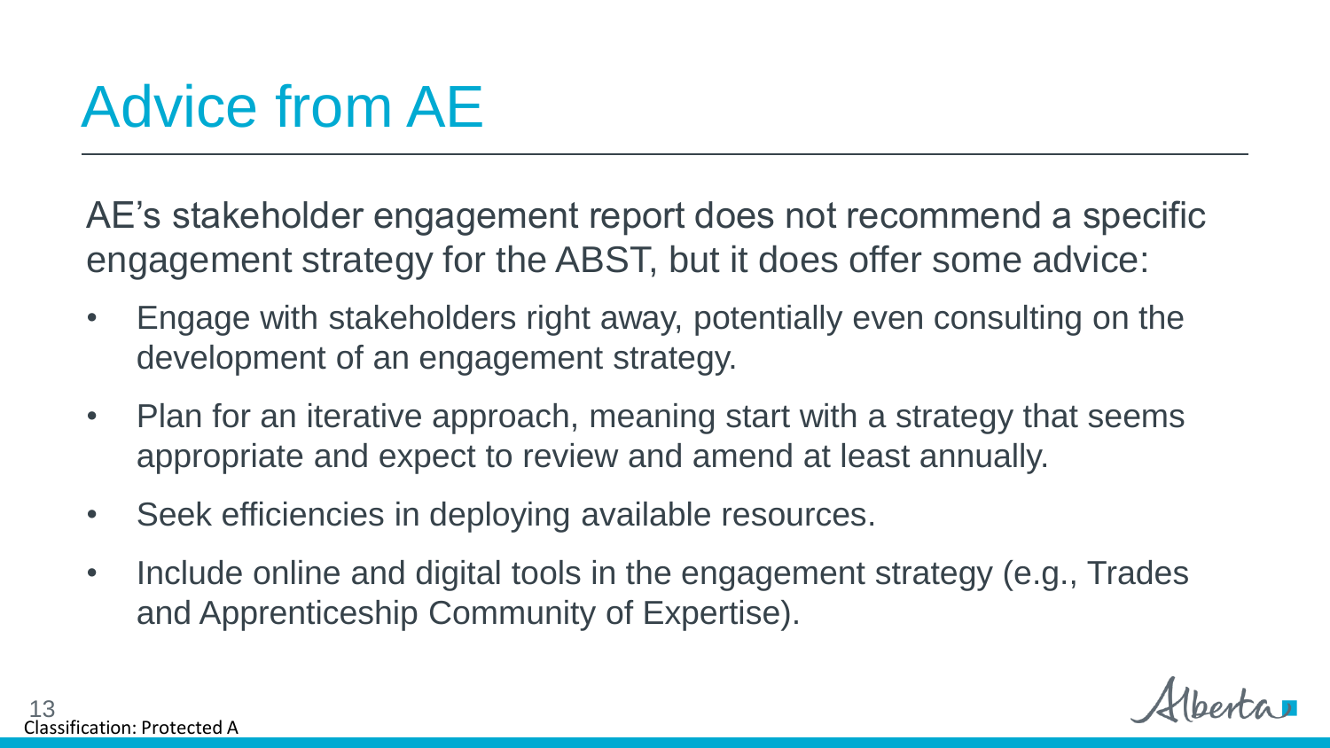# Advice from AE

AE's stakeholder engagement report does not recommend a specific engagement strategy for the ABST, but it does offer some advice:

- Engage with stakeholders right away, potentially even consulting on the development of an engagement strategy.
- Plan for an iterative approach, meaning start with a strategy that seems appropriate and expect to review and amend at least annually.
- Seek efficiencies in deploying available resources.
- Include online and digital tools in the engagement strategy (e.g., Trades and Apprenticeship Community of Expertise).

Classification: Protected A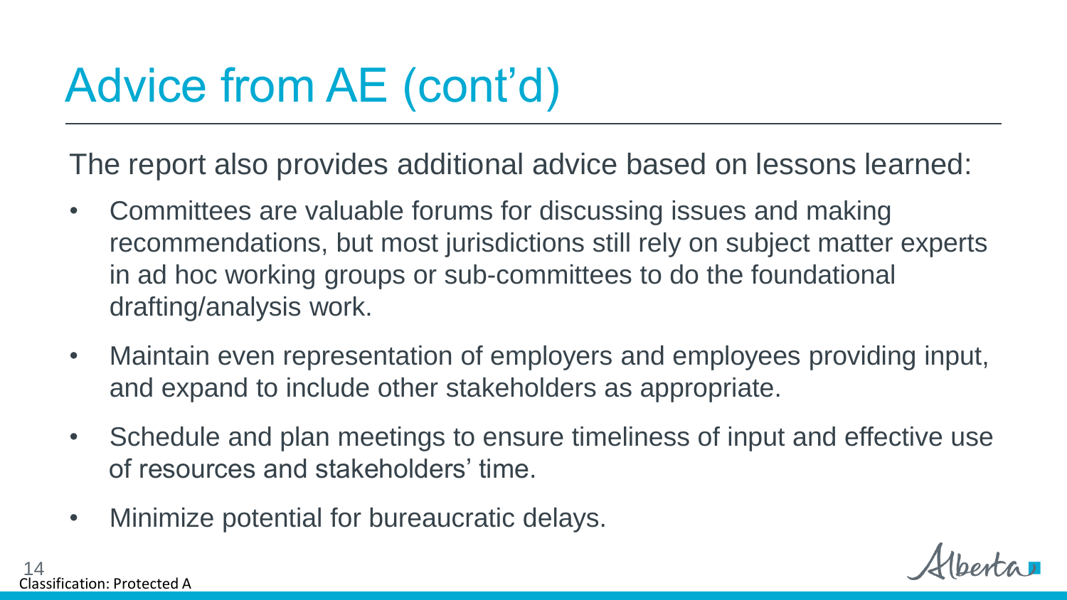# Advice from AE (cont'd)

The report also provides additional advice based on lessons learned:

- Committees are valuable forums for discussing issues and making recommendations, but most jurisdictions still rely on subject matter experts in ad hoc working groups or sub-committees to do the foundational drafting/analysis work.
- Maintain even representation of employers and employees providing input, and expand to include other stakeholders as appropriate.
- Schedule and plan meetings to ensure timeliness of input and effective use of resources and stakeholders' time.
- Minimize potential for bureaucratic delays.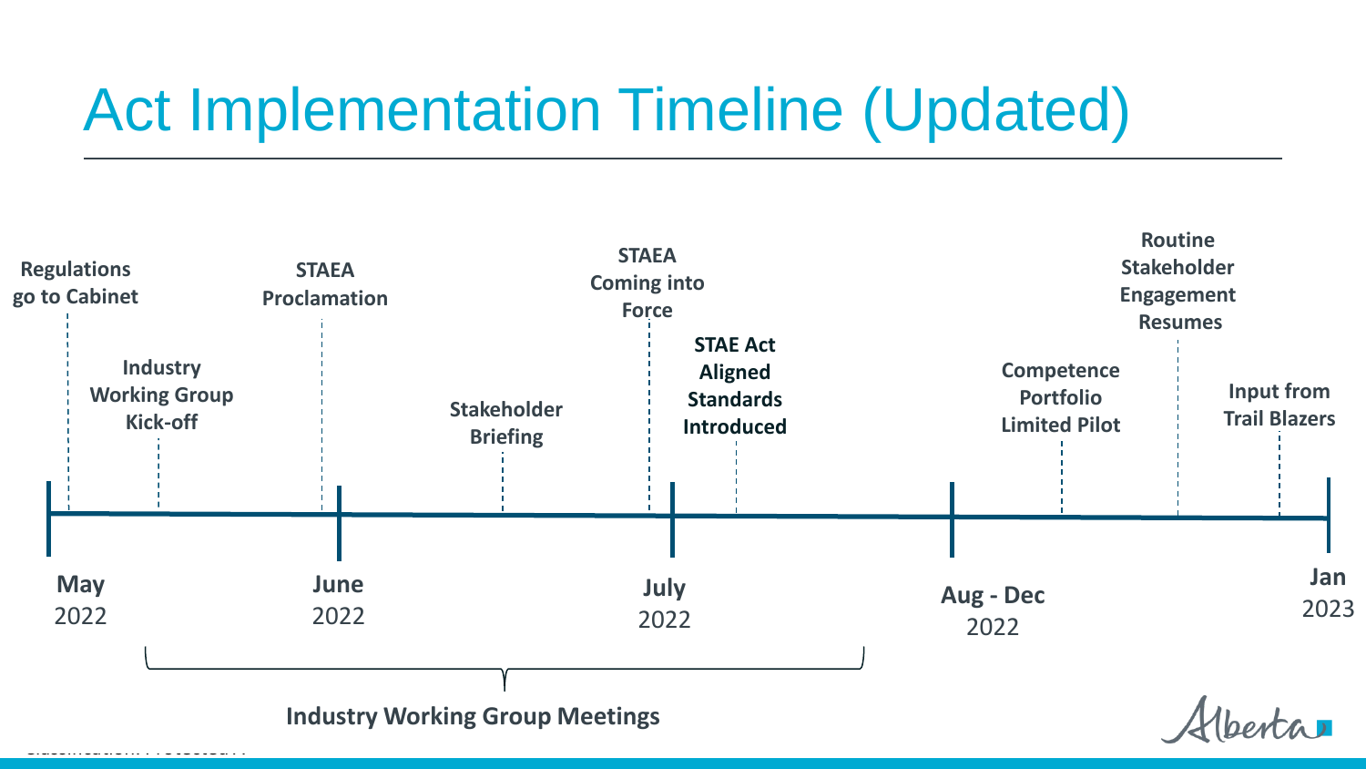# Act Implementation Timeline (Updated)

**May** 2022
- **Regulations go to Cabinet**
- **Industry Working Group Kick-off**

**June** 2022
- **STAEA Proclamation**
- **Stakeholder Briefing**
- **STAEA Coming into Force**

**July** 2022
- **STAE Act Aligned Standards Introduced**

**Aug - Dec** 2022
- **Competence Portfolio Limited Pilot**
- **Routine Stakeholder Engagement Resumes**
- **Input from Trail Blazers**

**Jan** 2023

**Industry Working Group Meetings** (May 2022 – July 2022)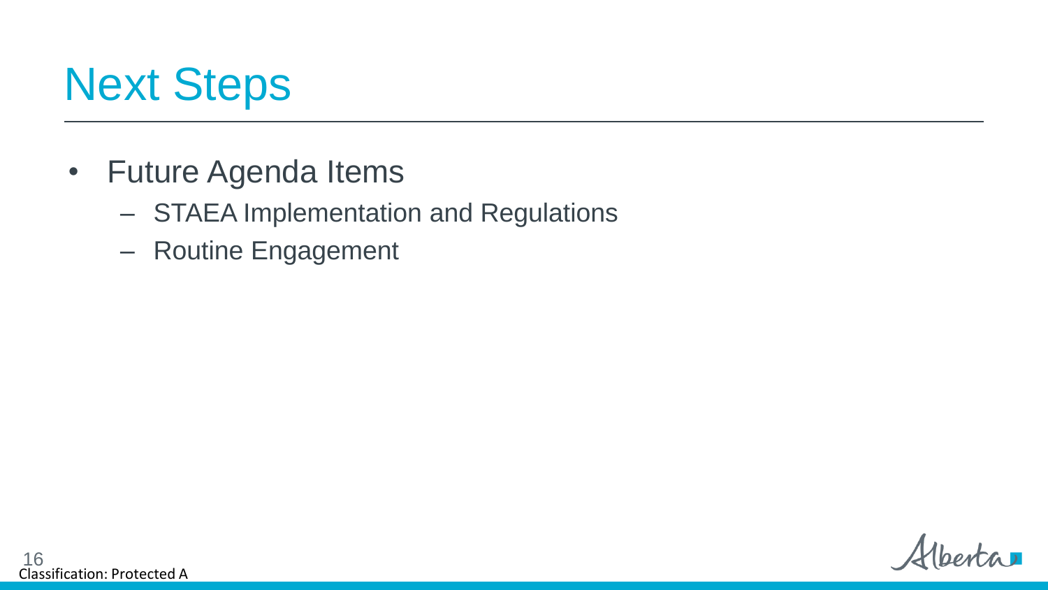# Next Steps

- Future Agenda Items
  - STAEA Implementation and Regulations
  - Routine Engagement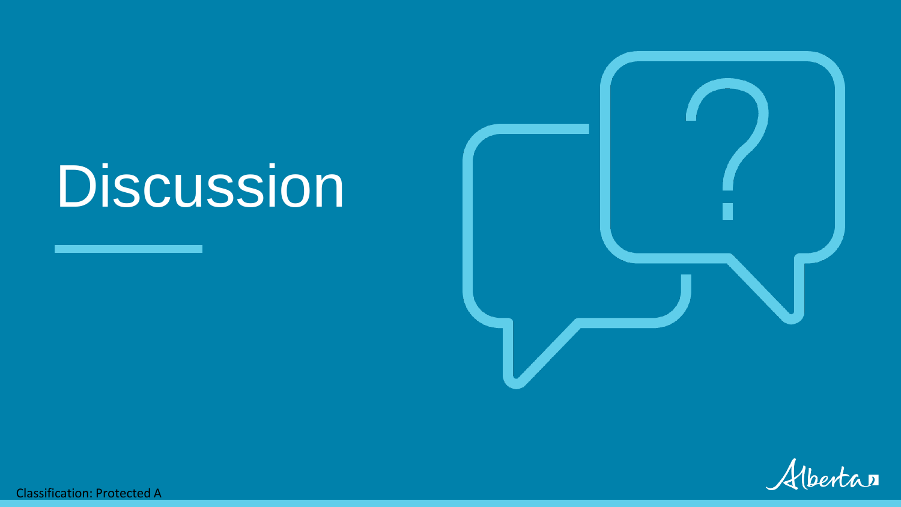# Discussion

Classification: Protected A